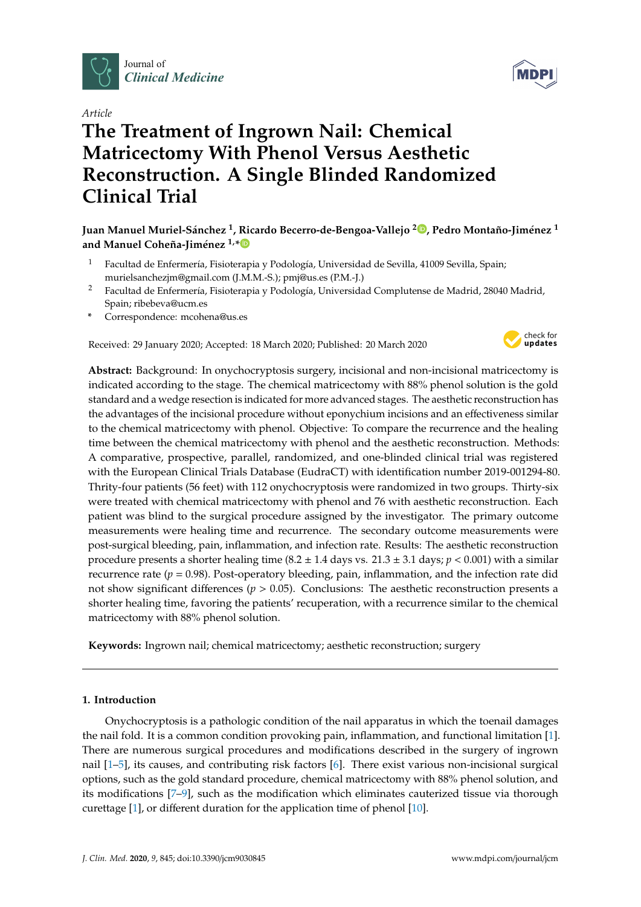Journal of *Clinical Medicine*

*Article*

# The Treatment of Ingrown Nail: Chemical Matricectomy With Phenol Versus Aesthetic Reconstruction. A Single Blinded Randomized Clinical Trial

**Juan Manuel Muriel-Sánchez [1], Ricardo Becerro-de-Bengoa-Vallejo [2], Pedro Montaño-Jiménez [1] and Manuel Coheña-Jiménez [1,*]**

[1] Facultad de Enfermería, Fisioterapia y Podología, Universidad de Sevilla, 41009 Sevilla, Spain; murielsanchezjm@gmail.com (J.M.M.-S.); pmj@us.es (P.M.-J.)

[2] Facultad de Enfermería, Fisioterapia y Podología, Universidad Complutense de Madrid, 28040 Madrid, Spain; ribebeva@ucm.es

[*] Correspondence: mcohena@us.es

Received: 29 January 2020; Accepted: 18 March 2020; Published: 20 March 2020

**Abstract:** Background: In onychocryptosis surgery, incisional and non-incisional matricectomy is indicated according to the stage. The chemical matricectomy with 88% phenol solution is the gold standard and a wedge resection is indicated for more advanced stages. The aesthetic reconstruction has the advantages of the incisional procedure without eponychium incisions and an effectiveness similar to the chemical matricectomy with phenol. Objective: To compare the recurrence and the healing time between the chemical matricectomy with phenol and the aesthetic reconstruction. Methods: A comparative, prospective, parallel, randomized, and one-blinded clinical trial was registered with the European Clinical Trials Database (EudraCT) with identification number 2019-001294-80. Thirty-four patients (56 feet) with 112 onychocryptosis were randomized in two groups. Thirty-six were treated with chemical matricectomy with phenol and 76 with aesthetic reconstruction. Each patient was blind to the surgical procedure assigned by the investigator. The primary outcome measurements were healing time and recurrence. The secondary outcome measurements were post-surgical bleeding, pain, inflammation, and infection rate. Results: The aesthetic reconstruction procedure presents a shorter healing time (8.2 ± 1.4 days vs. 21.3 ± 3.1 days; $p < 0.001$) with a similar recurrence rate ($p = 0.98$). Post-operatory bleeding, pain, inflammation, and the infection rate did not show significant differences ($p > 0.05$). Conclusions: The aesthetic reconstruction presents a shorter healing time, favoring the patients' recuperation, with a recurrence similar to the chemical matricectomy with 88% phenol solution.

**Keywords:** Ingrown nail; chemical matricectomy; aesthetic reconstruction; surgery

## 1. Introduction

Onychocryptosis is a pathologic condition of the nail apparatus in which the toenail damages the nail fold. It is a common condition provoking pain, inflammation, and functional limitation [1]. There are numerous surgical procedures and modifications described in the surgery of ingrown nail [1–5], its causes, and contributing risk factors [6]. There exist various non-incisional surgical options, such as the gold standard procedure, chemical matricectomy with 88% phenol solution, and its modifications [7–9], such as the modification which eliminates cauterized tissue via thorough curettage [1], or different duration for the application time of phenol [10].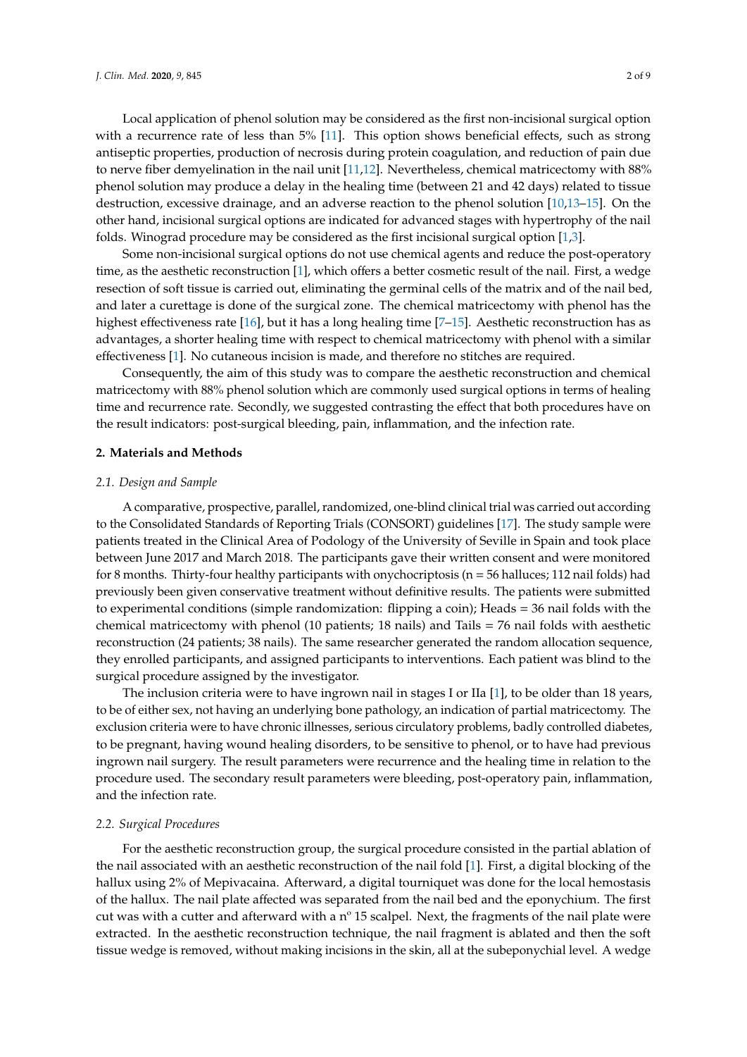Local application of phenol solution may be considered as the first non-incisional surgical option with a recurrence rate of less than 5% [11]. This option shows beneficial effects, such as strong antiseptic properties, production of necrosis during protein coagulation, and reduction of pain due to nerve fiber demyelination in the nail unit [11,12]. Nevertheless, chemical matricectomy with 88% phenol solution may produce a delay in the healing time (between 21 and 42 days) related to tissue destruction, excessive drainage, and an adverse reaction to the phenol solution [10,13–15]. On the other hand, incisional surgical options are indicated for advanced stages with hypertrophy of the nail folds. Winograd procedure may be considered as the first incisional surgical option [1,3].

Some non-incisional surgical options do not use chemical agents and reduce the post-operatory time, as the aesthetic reconstruction [1], which offers a better cosmetic result of the nail. First, a wedge resection of soft tissue is carried out, eliminating the germinal cells of the matrix and of the nail bed, and later a curettage is done of the surgical zone. The chemical matricectomy with phenol has the highest effectiveness rate [16], but it has a long healing time [7–15]. Aesthetic reconstruction has as advantages, a shorter healing time with respect to chemical matricectomy with phenol with a similar effectiveness [1]. No cutaneous incision is made, and therefore no stitches are required.

Consequently, the aim of this study was to compare the aesthetic reconstruction and chemical matricectomy with 88% phenol solution which are commonly used surgical options in terms of healing time and recurrence rate. Secondly, we suggested contrasting the effect that both procedures have on the result indicators: post-surgical bleeding, pain, inflammation, and the infection rate.

## 2. Materials and Methods

### 2.1. Design and Sample

A comparative, prospective, parallel, randomized, one-blind clinical trial was carried out according to the Consolidated Standards of Reporting Trials (CONSORT) guidelines [17]. The study sample were patients treated in the Clinical Area of Podology of the University of Seville in Spain and took place between June 2017 and March 2018. The participants gave their written consent and were monitored for 8 months. Thirty-four healthy participants with onychocriptosis (n = 56 halluces; 112 nail folds) had previously been given conservative treatment without definitive results. The patients were submitted to experimental conditions (simple randomization: flipping a coin); Heads = 36 nail folds with the chemical matricectomy with phenol (10 patients; 18 nails) and Tails = 76 nail folds with aesthetic reconstruction (24 patients; 38 nails). The same researcher generated the random allocation sequence, they enrolled participants, and assigned participants to interventions. Each patient was blind to the surgical procedure assigned by the investigator.

The inclusion criteria were to have ingrown nail in stages I or IIa [1], to be older than 18 years, to be of either sex, not having an underlying bone pathology, an indication of partial matricectomy. The exclusion criteria were to have chronic illnesses, serious circulatory problems, badly controlled diabetes, to be pregnant, having wound healing disorders, to be sensitive to phenol, or to have had previous ingrown nail surgery. The result parameters were recurrence and the healing time in relation to the procedure used. The secondary result parameters were bleeding, post-operatory pain, inflammation, and the infection rate.

### 2.2. Surgical Procedures

For the aesthetic reconstruction group, the surgical procedure consisted in the partial ablation of the nail associated with an aesthetic reconstruction of the nail fold [1]. First, a digital blocking of the hallux using 2% of Mepivacaina. Afterward, a digital tourniquet was done for the local hemostasis of the hallux. The nail plate affected was separated from the nail bed and the eponychium. The first cut was with a cutter and afterward with a nº 15 scalpel. Next, the fragments of the nail plate were extracted. In the aesthetic reconstruction technique, the nail fragment is ablated and then the soft tissue wedge is removed, without making incisions in the skin, all at the subeponychial level. A wedge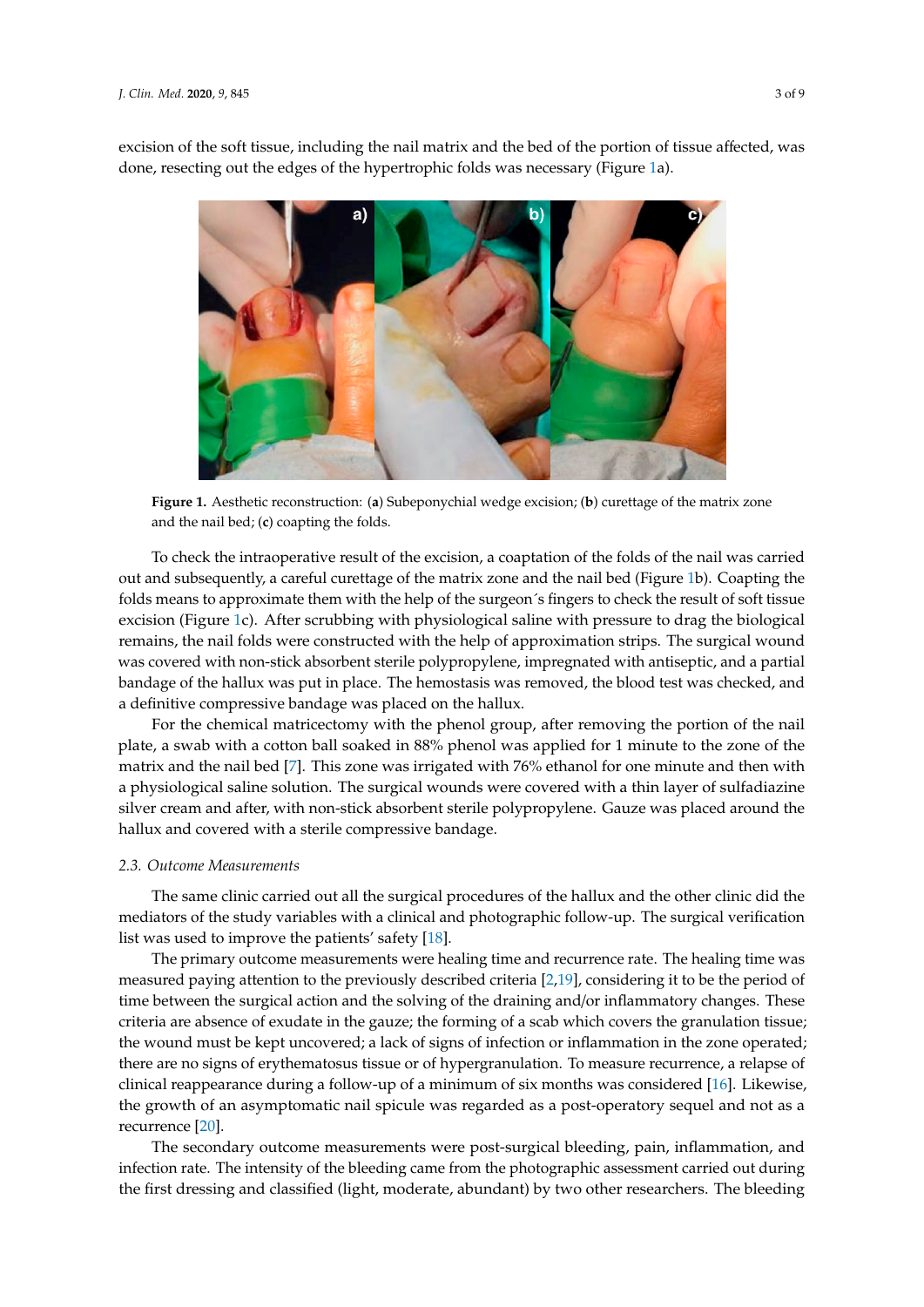excision of the soft tissue, including the nail matrix and the bed of the portion of tissue affected, was done, resecting out the edges of the hypertrophic folds was necessary (Figure 1a).

**Figure 1.** Aesthetic reconstruction: (**a**) Subeponychial wedge excision; (**b**) curettage of the matrix zone and the nail bed; (**c**) coapting the folds.

To check the intraoperative result of the excision, a coaptation of the folds of the nail was carried out and subsequently, a careful curettage of the matrix zone and the nail bed (Figure 1b). Coapting the folds means to approximate them with the help of the surgeon´s fingers to check the result of soft tissue excision (Figure 1c). After scrubbing with physiological saline with pressure to drag the biological remains, the nail folds were constructed with the help of approximation strips. The surgical wound was covered with non-stick absorbent sterile polypropylene, impregnated with antiseptic, and a partial bandage of the hallux was put in place. The hemostasis was removed, the blood test was checked, and a definitive compressive bandage was placed on the hallux.

For the chemical matricectomy with the phenol group, after removing the portion of the nail plate, a swab with a cotton ball soaked in 88% phenol was applied for 1 minute to the zone of the matrix and the nail bed [7]. This zone was irrigated with 76% ethanol for one minute and then with a physiological saline solution. The surgical wounds were covered with a thin layer of sulfadiazine silver cream and after, with non-stick absorbent sterile polypropylene. Gauze was placed around the hallux and covered with a sterile compressive bandage.

### 2.3. Outcome Measurements

The same clinic carried out all the surgical procedures of the hallux and the other clinic did the mediators of the study variables with a clinical and photographic follow-up. The surgical verification list was used to improve the patients' safety [18].

The primary outcome measurements were healing time and recurrence rate. The healing time was measured paying attention to the previously described criteria [2,19], considering it to be the period of time between the surgical action and the solving of the draining and/or inflammatory changes. These criteria are absence of exudate in the gauze; the forming of a scab which covers the granulation tissue; the wound must be kept uncovered; a lack of signs of infection or inflammation in the zone operated; there are no signs of erythematosus tissue or of hypergranulation. To measure recurrence, a relapse of clinical reappearance during a follow-up of a minimum of six months was considered [16]. Likewise, the growth of an asymptomatic nail spicule was regarded as a post-operatory sequel and not as a recurrence [20].

The secondary outcome measurements were post-surgical bleeding, pain, inflammation, and infection rate. The intensity of the bleeding came from the photographic assessment carried out during the first dressing and classified (light, moderate, abundant) by two other researchers. The bleeding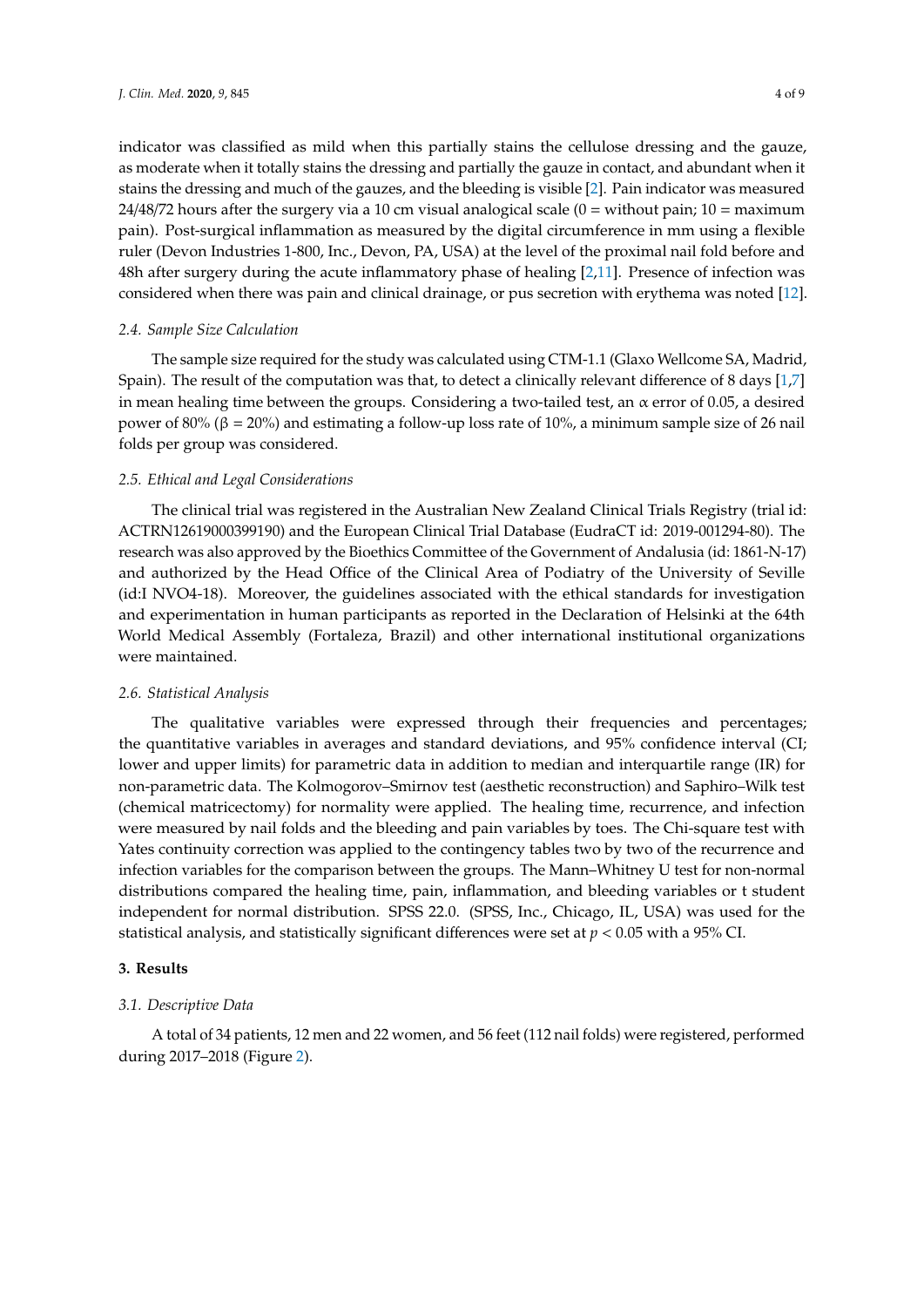indicator was classified as mild when this partially stains the cellulose dressing and the gauze, as moderate when it totally stains the dressing and partially the gauze in contact, and abundant when it stains the dressing and much of the gauzes, and the bleeding is visible [2]. Pain indicator was measured 24/48/72 hours after the surgery via a 10 cm visual analogical scale (0 = without pain; 10 = maximum pain). Post-surgical inflammation as measured by the digital circumference in mm using a flexible ruler (Devon Industries 1-800, Inc., Devon, PA, USA) at the level of the proximal nail fold before and 48h after surgery during the acute inflammatory phase of healing [2,11]. Presence of infection was considered when there was pain and clinical drainage, or pus secretion with erythema was noted [12].

### *2.4. Sample Size Calculation*

The sample size required for the study was calculated using CTM-1.1 (Glaxo Wellcome SA, Madrid, Spain). The result of the computation was that, to detect a clinically relevant difference of 8 days [1,7] in mean healing time between the groups. Considering a two-tailed test, an $\alpha$ error of 0.05, a desired power of 80% ($\beta$ = 20%) and estimating a follow-up loss rate of 10%, a minimum sample size of 26 nail folds per group was considered.

### *2.5. Ethical and Legal Considerations*

The clinical trial was registered in the Australian New Zealand Clinical Trials Registry (trial id: ACTRN12619000399190) and the European Clinical Trial Database (EudraCT id: 2019-001294-80). The research was also approved by the Bioethics Committee of the Government of Andalusia (id: 1861-N-17) and authorized by the Head Office of the Clinical Area of Podiatry of the University of Seville (id:I NVO4-18). Moreover, the guidelines associated with the ethical standards for investigation and experimentation in human participants as reported in the Declaration of Helsinki at the 64th World Medical Assembly (Fortaleza, Brazil) and other international institutional organizations were maintained.

### *2.6. Statistical Analysis*

The qualitative variables were expressed through their frequencies and percentages; the quantitative variables in averages and standard deviations, and 95% confidence interval (CI; lower and upper limits) for parametric data in addition to median and interquartile range (IR) for non-parametric data. The Kolmogorov–Smirnov test (aesthetic reconstruction) and Saphiro–Wilk test (chemical matricectomy) for normality were applied. The healing time, recurrence, and infection were measured by nail folds and the bleeding and pain variables by toes. The Chi-square test with Yates continuity correction was applied to the contingency tables two by two of the recurrence and infection variables for the comparison between the groups. The Mann–Whitney U test for non-normal distributions compared the healing time, pain, inflammation, and bleeding variables or t student independent for normal distribution. SPSS 22.0. (SPSS, Inc., Chicago, IL, USA) was used for the statistical analysis, and statistically significant differences were set at $p < 0.05$ with a 95% CI.

## **3. Results**

### *3.1. Descriptive Data*

A total of 34 patients, 12 men and 22 women, and 56 feet (112 nail folds) were registered, performed during 2017–2018 (Figure 2).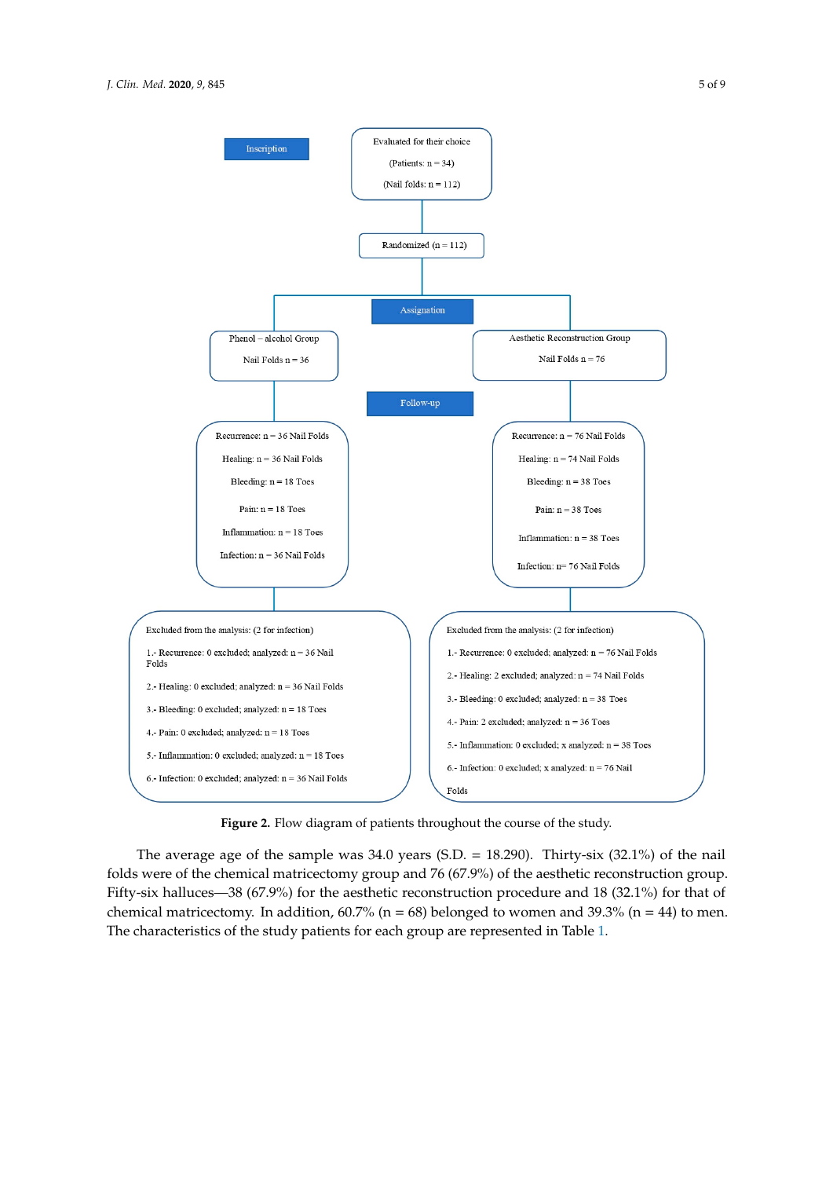Inscription

Evaluated for their choice

(Patients: n = 34)

(Nail folds: n = 112)

Randomized (n = 112)

Assignation

Phenol – alcohol Group

Nail Folds n = 36

Aesthetic Reconstruction Group

Nail Folds n = 76

Follow-up

Recurrence: n = 36 Nail Folds

Healing: n = 36 Nail Folds

Bleeding: n = 18 Toes

Pain: n = 18 Toes

Inflammation: n = 18 Toes

Infection: n = 36 Nail Folds

Recurrence: n = 76 Nail Folds

Healing: n = 74 Nail Folds

Bleeding: n = 38 Toes

Pain: n = 38 Toes

Inflammation: n = 38 Toes

Infection: n= 76 Nail Folds

Excluded from the analysis: (2 for infection)

1.- Recurrence: 0 excluded; analyzed: n = 36 Nail Folds

2.- Healing: 0 excluded; analyzed: n = 36 Nail Folds

3.- Bleeding: 0 excluded; analyzed: n = 18 Toes

4.- Pain: 0 excluded; analyzed: n = 18 Toes

5.- Inflammation: 0 excluded; analyzed: n = 18 Toes

6.- Infection: 0 excluded; analyzed: n = 36 Nail Folds

Excluded from the analysis: (2 for infection)

1.- Recurrence: 0 excluded; analyzed: n = 76 Nail Folds

2.- Healing: 2 excluded; analyzed: n = 74 Nail Folds

3.- Bleeding: 0 excluded; analyzed: n = 38 Toes

4.- Pain: 2 excluded; analyzed: n = 36 Toes

5.- Inflammation: 0 excluded; x analyzed: n = 38 Toes

6.- Infection: 0 excluded; x analyzed: n = 76 Nail Folds

**Figure 2.** Flow diagram of patients throughout the course of the study.

The average age of the sample was 34.0 years (S.D. = 18.290). Thirty-six (32.1%) of the nail folds were of the chemical matricectomy group and 76 (67.9%) of the aesthetic reconstruction group. Fifty-six halluces—38 (67.9%) for the aesthetic reconstruction procedure and 18 (32.1%) for that of chemical matricectomy. In addition, 60.7% (n = 68) belonged to women and 39.3% (n = 44) to men. The characteristics of the study patients for each group are represented in Table 1.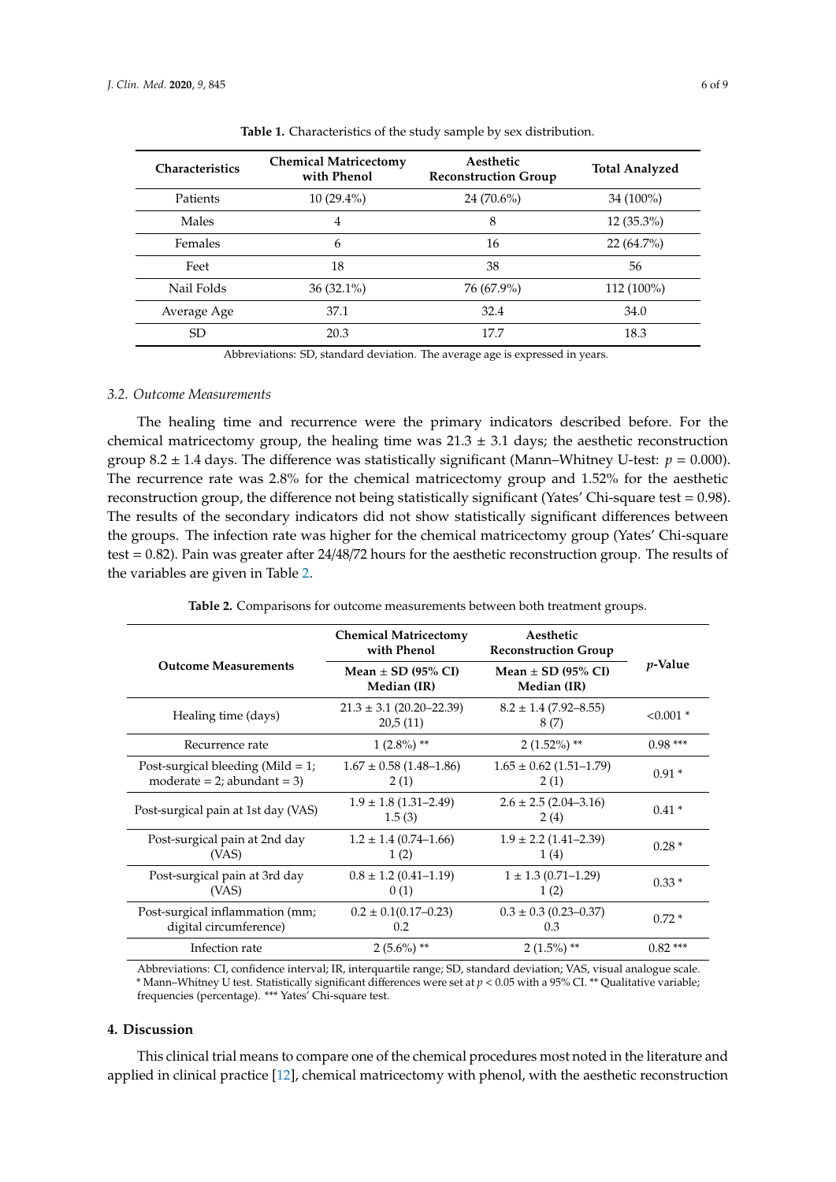**Table 1.** Characteristics of the study sample by sex distribution.

| Characteristics | Chemical Matricectomy with Phenol | Aesthetic Reconstruction Group | Total Analyzed |
|---|---|---|---|
| Patients | 10 (29.4%) | 24 (70.6%) | 34 (100%) |
| Males | 4 | 8 | 12 (35.3%) |
| Females | 6 | 16 | 22 (64.7%) |
| Feet | 18 | 38 | 56 |
| Nail Folds | 36 (32.1%) | 76 (67.9%) | 112 (100%) |
| Average Age | 37.1 | 32.4 | 34.0 |
| SD | 20.3 | 17.7 | 18.3 |

Abbreviations: SD, standard deviation. The average age is expressed in years.

### *3.2. Outcome Measurements*

The healing time and recurrence were the primary indicators described before. For the chemical matricectomy group, the healing time was 21.3 ± 3.1 days; the aesthetic reconstruction group 8.2 ± 1.4 days. The difference was statistically significant (Mann–Whitney U-test: $p = 0.000$). The recurrence rate was 2.8% for the chemical matricectomy group and 1.52% for the aesthetic reconstruction group, the difference not being statistically significant (Yates' Chi-square test = 0.98). The results of the secondary indicators did not show statistically significant differences between the groups. The infection rate was higher for the chemical matricectomy group (Yates' Chi-square test = 0.82). Pain was greater after 24/48/72 hours for the aesthetic reconstruction group. The results of the variables are given in Table 2.

**Table 2.** Comparisons for outcome measurements between both treatment groups.

| Outcome Measurements | Chemical Matricectomy with Phenol | Aesthetic Reconstruction Group | *p*-Value |
|---|---|---|---|
| | Mean ± SD (95% CI) Median (IR) | Mean ± SD (95% CI) Median (IR) | |
| Healing time (days) | 21.3 ± 3.1 (20.20–22.39) 20,5 (11) | 8.2 ± 1.4 (7.92–8.55) 8 (7) | <0.001 * |
| Recurrence rate | 1 (2.8%) ** | 2 (1.52%) ** | 0.98 *** |
| Post-surgical bleeding (Mild = 1; moderate = 2; abundant = 3) | 1.67 ± 0.58 (1.48–1.86) 2 (1) | 1.65 ± 0.62 (1.51–1.79) 2 (1) | 0.91 * |
| Post-surgical pain at 1st day (VAS) | 1.9 ± 1.8 (1.31–2.49) 1.5 (3) | 2.6 ± 2.5 (2.04–3.16) 2 (4) | 0.41 * |
| Post-surgical pain at 2nd day (VAS) | 1.2 ± 1.4 (0.74–1.66) 1 (2) | 1.9 ± 2.2 (1.41–2.39) 1 (4) | 0.28 * |
| Post-surgical pain at 3rd day (VAS) | 0.8 ± 1.2 (0.41–1.19) 0 (1) | 1 ± 1.3 (0.71–1.29) 1 (2) | 0.33 * |
| Post-surgical inflammation (mm; digital circumference) | 0.2 ± 0.1(0.17–0.23) 0.2 | 0.3 ± 0.3 (0.23–0.37) 0.3 | 0.72 * |
| Infection rate | 2 (5.6%) ** | 2 (1.5%) ** | 0.82 *** |

Abbreviations: CI, confidence interval; IR, interquartile range; SD, standard deviation; VAS, visual analogue scale. * Mann–Whitney U test. Statistically significant differences were set at $p < 0.05$ with a 95% CI. ** Qualitative variable; frequencies (percentage). *** Yates' Chi-square test.

## 4. Discussion

This clinical trial means to compare one of the chemical procedures most noted in the literature and applied in clinical practice [12], chemical matricectomy with phenol, with the aesthetic reconstruction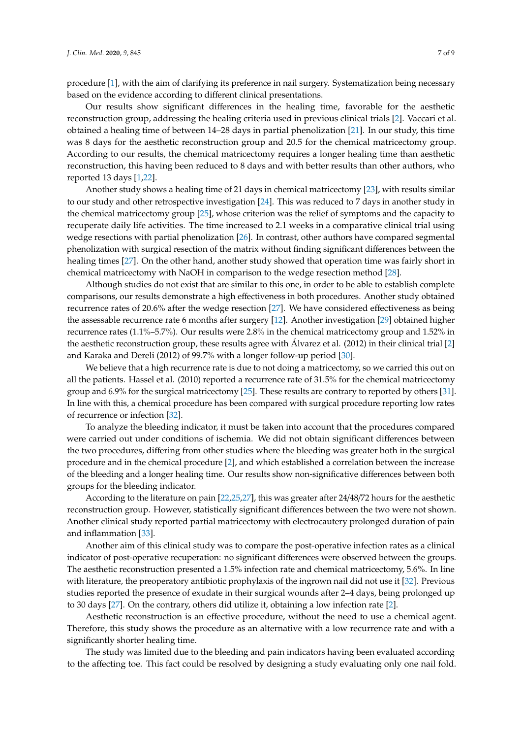procedure [1], with the aim of clarifying its preference in nail surgery. Systematization being necessary based on the evidence according to different clinical presentations.

Our results show significant differences in the healing time, favorable for the aesthetic reconstruction group, addressing the healing criteria used in previous clinical trials [2]. Vaccari et al. obtained a healing time of between 14–28 days in partial phenolization [21]. In our study, this time was 8 days for the aesthetic reconstruction group and 20.5 for the chemical matricectomy group. According to our results, the chemical matricectomy requires a longer healing time than aesthetic reconstruction, this having been reduced to 8 days and with better results than other authors, who reported 13 days [1,22].

Another study shows a healing time of 21 days in chemical matricectomy [23], with results similar to our study and other retrospective investigation [24]. This was reduced to 7 days in another study in the chemical matricectomy group [25], whose criterion was the relief of symptoms and the capacity to recuperate daily life activities. The time increased to 2.1 weeks in a comparative clinical trial using wedge resections with partial phenolization [26]. In contrast, other authors have compared segmental phenolization with surgical resection of the matrix without finding significant differences between the healing times [27]. On the other hand, another study showed that operation time was fairly short in chemical matricectomy with NaOH in comparison to the wedge resection method [28].

Although studies do not exist that are similar to this one, in order to be able to establish complete comparisons, our results demonstrate a high effectiveness in both procedures. Another study obtained recurrence rates of 20.6% after the wedge resection [27]. We have considered effectiveness as being the assessable recurrence rate 6 months after surgery [12]. Another investigation [29] obtained higher recurrence rates (1.1%–5.7%). Our results were 2.8% in the chemical matricectomy group and 1.52% in the aesthetic reconstruction group, these results agree with Álvarez et al. (2012) in their clinical trial [2] and Karaka and Dereli (2012) of 99.7% with a longer follow-up period [30].

We believe that a high recurrence rate is due to not doing a matricectomy, so we carried this out on all the patients. Hassel et al. (2010) reported a recurrence rate of 31.5% for the chemical matricectomy group and 6.9% for the surgical matricectomy [25]. These results are contrary to reported by others [31]. In line with this, a chemical procedure has been compared with surgical procedure reporting low rates of recurrence or infection [32].

To analyze the bleeding indicator, it must be taken into account that the procedures compared were carried out under conditions of ischemia. We did not obtain significant differences between the two procedures, differing from other studies where the bleeding was greater both in the surgical procedure and in the chemical procedure [2], and which established a correlation between the increase of the bleeding and a longer healing time. Our results show non-significative differences between both groups for the bleeding indicator.

According to the literature on pain [22,25,27], this was greater after 24/48/72 hours for the aesthetic reconstruction group. However, statistically significant differences between the two were not shown. Another clinical study reported partial matricectomy with electrocautery prolonged duration of pain and inflammation [33].

Another aim of this clinical study was to compare the post-operative infection rates as a clinical indicator of post-operative recuperation: no significant differences were observed between the groups. The aesthetic reconstruction presented a 1.5% infection rate and chemical matricectomy, 5.6%. In line with literature, the preoperatory antibiotic prophylaxis of the ingrown nail did not use it [32]. Previous studies reported the presence of exudate in their surgical wounds after 2–4 days, being prolonged up to 30 days [27]. On the contrary, others did utilize it, obtaining a low infection rate [2].

Aesthetic reconstruction is an effective procedure, without the need to use a chemical agent. Therefore, this study shows the procedure as an alternative with a low recurrence rate and with a significantly shorter healing time.

The study was limited due to the bleeding and pain indicators having been evaluated according to the affecting toe. This fact could be resolved by designing a study evaluating only one nail fold.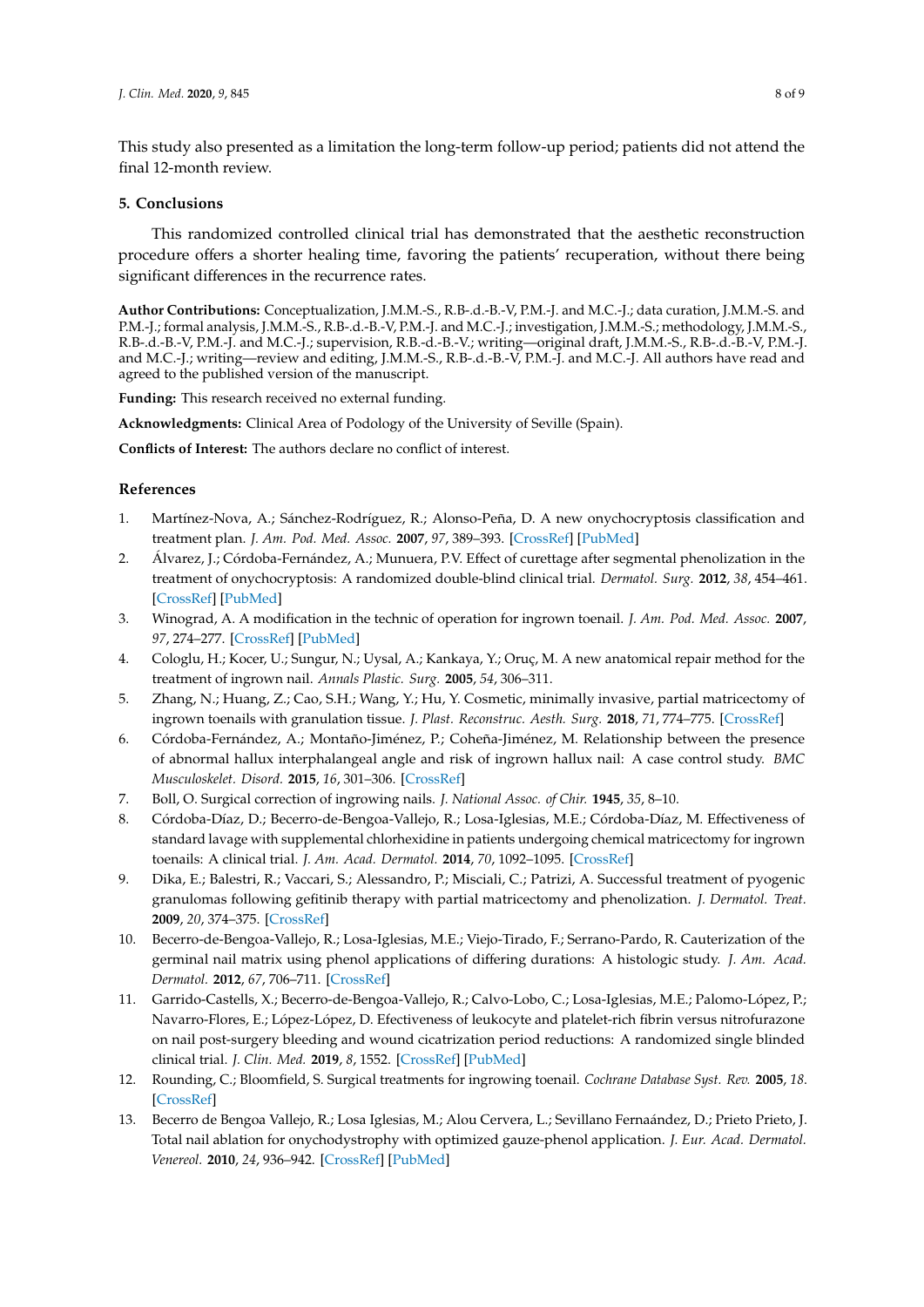This study also presented as a limitation the long-term follow-up period; patients did not attend the final 12-month review.

## 5. Conclusions

This randomized controlled clinical trial has demonstrated that the aesthetic reconstruction procedure offers a shorter healing time, favoring the patients' recuperation, without there being significant differences in the recurrence rates.

**Author Contributions:** Conceptualization, J.M.M.-S., R.B-.d.-B.-V, P.M.-J. and M.C.-J.; data curation, J.M.M.-S. and P.M.-J.; formal analysis, J.M.M.-S., R.B-.d.-B.-V, P.M.-J. and M.C.-J.; investigation, J.M.M.-S.; methodology, J.M.M.-S., R.B-.d.-B.-V, P.M.-J. and M.C.-J.; supervision, R.B-.d.-B.-V.; writing—original draft, J.M.M.-S., R.B-.d.-B.-V, P.M.-J. and M.C.-J.; writing—review and editing, J.M.M.-S., R.B-.d.-B.-V, P.M.-J. and M.C.-J. All authors have read and agreed to the published version of the manuscript.

**Funding:** This research received no external funding.

**Acknowledgments:** Clinical Area of Podology of the University of Seville (Spain).

**Conflicts of Interest:** The authors declare no conflict of interest.

## References

1. Martínez-Nova, A.; Sánchez-Rodríguez, R.; Alonso-Peña, D. A new onychocryptosis classification and treatment plan. *J. Am. Pod. Med. Assoc.* **2007**, *97*, 389–393. [CrossRef] [PubMed]
2. Álvarez, J.; Córdoba-Fernández, A.; Munuera, P.V. Effect of curettage after segmental phenolization in the treatment of onychocryptosis: A randomized double-blind clinical trial. *Dermatol. Surg.* **2012**, *38*, 454–461. [CrossRef] [PubMed]
3. Winograd, A. A modification in the technic of operation for ingrown toenail. *J. Am. Pod. Med. Assoc.* **2007**, *97*, 274–277. [CrossRef] [PubMed]
4. Cologlu, H.; Kocer, U.; Sungur, N.; Uysal, A.; Kankaya, Y.; Oruç, M. A new anatomical repair method for the treatment of ingrown nail. *Annals Plastic. Surg.* **2005**, *54*, 306–311.
5. Zhang, N.; Huang, Z.; Cao, S.H.; Wang, Y.; Hu, Y. Cosmetic, minimally invasive, partial matricectomy of ingrown toenails with granulation tissue. *J. Plast. Reconstruc. Aesth. Surg.* **2018**, *71*, 774–775. [CrossRef]
6. Córdoba-Fernández, A.; Montaño-Jiménez, P.; Coheña-Jiménez, M. Relationship between the presence of abnormal hallux interphalangeal angle and risk of ingrown hallux nail: A case control study. *BMC Musculoskelet. Disord.* **2015**, *16*, 301–306. [CrossRef]
7. Boll, O. Surgical correction of ingrowing nails. *J. National Assoc. of Chir.* **1945**, *35*, 8–10.
8. Córdoba-Díaz, D.; Becerro-de-Bengoa-Vallejo, R.; Losa-Iglesias, M.E.; Córdoba-Díaz, M. Effectiveness of standard lavage with supplemental chlorhexidine in patients undergoing chemical matricectomy for ingrown toenails: A clinical trial. *J. Am. Acad. Dermatol.* **2014**, *70*, 1092–1095. [CrossRef]
9. Dika, E.; Balestri, R.; Vaccari, S.; Alessandro, P.; Misciali, C.; Patrizi, A. Successful treatment of pyogenic granulomas following gefitinib therapy with partial matricectomy and phenolization. *J. Dermatol. Treat.* **2009**, *20*, 374–375. [CrossRef]
10. Becerro-de-Bengoa-Vallejo, R.; Losa-Iglesias, M.E.; Viejo-Tirado, F.; Serrano-Pardo, R. Cauterization of the germinal nail matrix using phenol applications of differing durations: A histologic study. *J. Am. Acad. Dermatol.* **2012**, *67*, 706–711. [CrossRef]
11. Garrido-Castells, X.; Becerro-de-Bengoa-Vallejo, R.; Calvo-Lobo, C.; Losa-Iglesias, M.E.; Palomo-López, P.; Navarro-Flores, E.; López-López, D. Efectiveness of leukocyte and platelet-rich fibrin versus nitrofurazone on nail post-surgery bleeding and wound cicatrization period reductions: A randomized single blinded clinical trial. *J. Clin. Med.* **2019**, *8*, 1552. [CrossRef] [PubMed]
12. Rounding, C.; Bloomfield, S. Surgical treatments for ingrowing toenail. *Cochrane Database Syst. Rev.* **2005**, *18*. [CrossRef]
13. Becerro de Bengoa Vallejo, R.; Losa Iglesias, M.; Alou Cervera, L.; Sevillano Fernaández, D.; Prieto Prieto, J. Total nail ablation for onychodystrophy with optimized gauze-phenol application. *J. Eur. Acad. Dermatol. Venereol.* **2010**, *24*, 936–942. [CrossRef] [PubMed]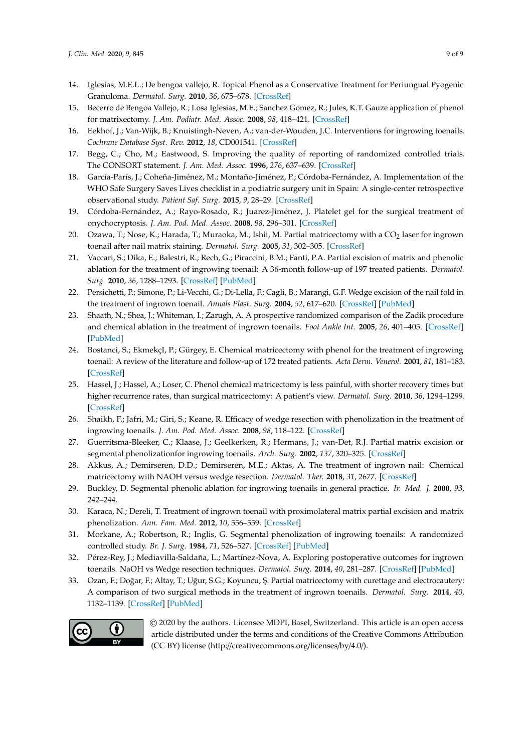14. Iglesias, M.E.L.; De bengoa vallejo, R. Topical Phenol as a Conservative Treatment for Periungual Pyogenic Granuloma. *Dermatol. Surg.* **2010**, *36*, 675–678. [CrossRef]
15. Becerro de Bengoa Vallejo, R.; Losa Iglesias, M.E.; Sanchez Gomez, R.; Jules, K.T. Gauze application of phenol for matrixectomy. *J. Am. Podiatr. Med. Assoc.* **2008**, *98*, 418–421. [CrossRef]
16. Eekhof, J.; Van-Wijk, B.; Knuistingh-Neven, A.; van-der-Wouden, J.C. Interventions for ingrowing toenails. *Cochrane Database Syst. Rev.* **2012**, *18*, CD001541. [CrossRef]
17. Begg, C.; Cho, M.; Eastwood, S. Improving the quality of reporting of randomized controlled trials. The CONSORT statement. *J. Am. Med. Assoc.* **1996**, *276*, 637–639. [CrossRef]
18. García-París, J.; Coheña-Jiménez, M.; Montaño-Jiménez, P.; Córdoba-Fernández, A. Implementation of the WHO Safe Surgery Saves Lives checklist in a podiatric surgery unit in Spain: A single-center retrospective observational study. *Patient Saf. Surg.* **2015**, *9*, 28–29. [CrossRef]
19. Córdoba-Fernández, A.; Rayo-Rosado, R.; Juarez-Jiménez, J. Platelet gel for the surgical treatment of onychocryptosis. *J. Am. Pod. Med. Assoc.* **2008**, *98*, 296–301. [CrossRef]
20. Ozawa, T.; Nose, K.; Harada, T.; Muraoka, M.; Ishii, M. Partial matricectomy with a $CO_2$ laser for ingrown toenail after nail matrix staining. *Dermatol. Surg.* **2005**, *31*, 302–305. [CrossRef]
21. Vaccari, S.; Dika, E.; Balestri, R.; Rech, G.; Piraccini, B.M.; Fanti, P.A. Partial excision of matrix and phenolic ablation for the treatment of ingrowing toenail: A 36-month follow-up of 197 treated patients. *Dermatol. Surg.* **2010**, *36*, 1288–1293. [CrossRef] [PubMed]
22. Persichetti, P.; Simone, P.; Li-Vecchi, G.; Di-Lella, F.; Cagli, B.; Marangi, G.F. Wedge excision of the nail fold in the treatment of ingrown toenail. *Annals Plast. Surg.* **2004**, *52*, 617–620. [CrossRef] [PubMed]
23. Shaath, N.; Shea, J.; Whiteman, I.; Zarugh, A. A prospective randomized comparison of the Zadik procedure and chemical ablation in the treatment of ingrown toenails. *Foot Ankle Int.* **2005**, *26*, 401–405. [CrossRef] [PubMed]
24. Bostanci, S.; EkmekçI, P.; Gürgey, E. Chemical matricectomy with phenol for the treatment of ingrowing toenail: A review of the literature and follow-up of 172 treated patients. *Acta Derm. Venerol.* **2001**, *81*, 181–183. [CrossRef]
25. Hassel, J.; Hassel, A.; Loser, C. Phenol chemical matricectomy is less painful, with shorter recovery times but higher recurrence rates, than surgical matricectomy: A patient's view. *Dermatol. Surg.* **2010**, *36*, 1294–1299. [CrossRef]
26. Shaikh, F.; Jafri, M.; Giri, S.; Keane, R. Efficacy of wedge resection with phenolization in the treatment of ingrowing toenails. *J. Am. Pod. Med. Assoc.* **2008**, *98*, 118–122. [CrossRef]
27. Guerritsma-Bleeker, C.; Klaase, J.; Geelkerken, R.; Hermans, J.; van-Det, R.J. Partial matrix excision or segmental phenolizationfor ingrowing toenails. *Arch. Surg.* **2002**, *137*, 320–325. [CrossRef]
28. Akkus, A.; Demirseren, D.D.; Demirseren, M.E.; Aktas, A. The treatment of ingrown nail: Chemical matricectomy with NAOH versus wedge resection. *Dermatol. Ther.* **2018**, *31*, 2677. [CrossRef]
29. Buckley, D. Segmental phenolic ablation for ingrowing toenails in general practice. *Ir. Med. J.* **2000**, *93*, 242–244.
30. Karaca, N.; Dereli, T. Treatment of ingrown toenail with proximolateral matrix partial excision and matrix phenolization. *Ann. Fam. Med.* **2012**, *10*, 556–559. [CrossRef]
31. Morkane, A.; Robertson, R.; Inglis, G. Segmental phenolization of ingrowing toenails: A randomized controlled study. *Br. J. Surg.* **1984**, *71*, 526–527. [CrossRef] [PubMed]
32. Pérez-Rey, J.; Mediavilla-Saldaña, L.; Martínez-Nova, A. Exploring postoperative outcomes for ingrown toenails. NaOH vs Wedge resection techniques. *Dermatol. Surg.* **2014**, *40*, 281–287. [CrossRef] [PubMed]
33. Ozan, F.; Doğar, F.; Altay, T.; Uğur, S.G.; Koyuncu, Ş. Partial matricectomy with curettage and electrocautery: A comparison of two surgical methods in the treatment of ingrown toenails. *Dermatol. Surg.* **2014**, *40*, 1132–1139. [CrossRef] [PubMed]

© 2020 by the authors. Licensee MDPI, Basel, Switzerland. This article is an open access article distributed under the terms and conditions of the Creative Commons Attribution (CC BY) license (http://creativecommons.org/licenses/by/4.0/).